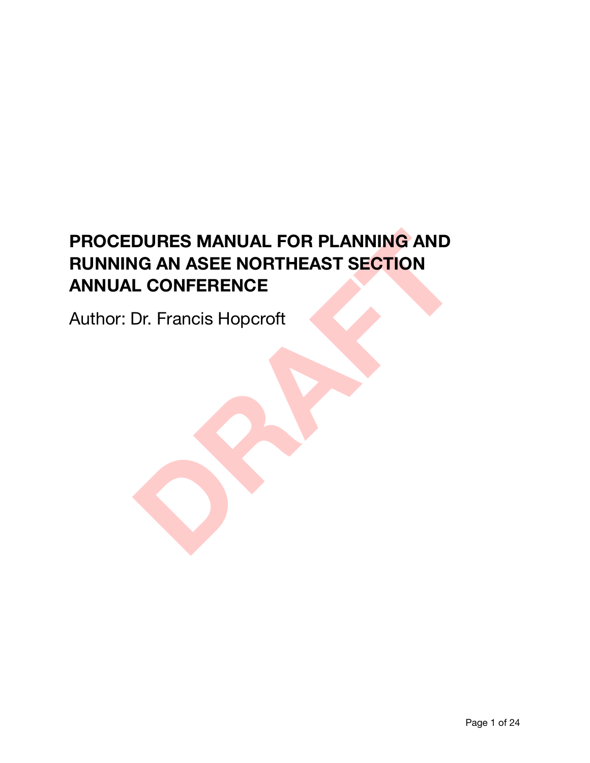# PROCEDURES MANUAL FOR PLANNING AND RUNNING AN ASEE NORTHEAST SECTION ANNUAL CONFERENCE

Author: Dr. Francis Hopcroft

DRAFT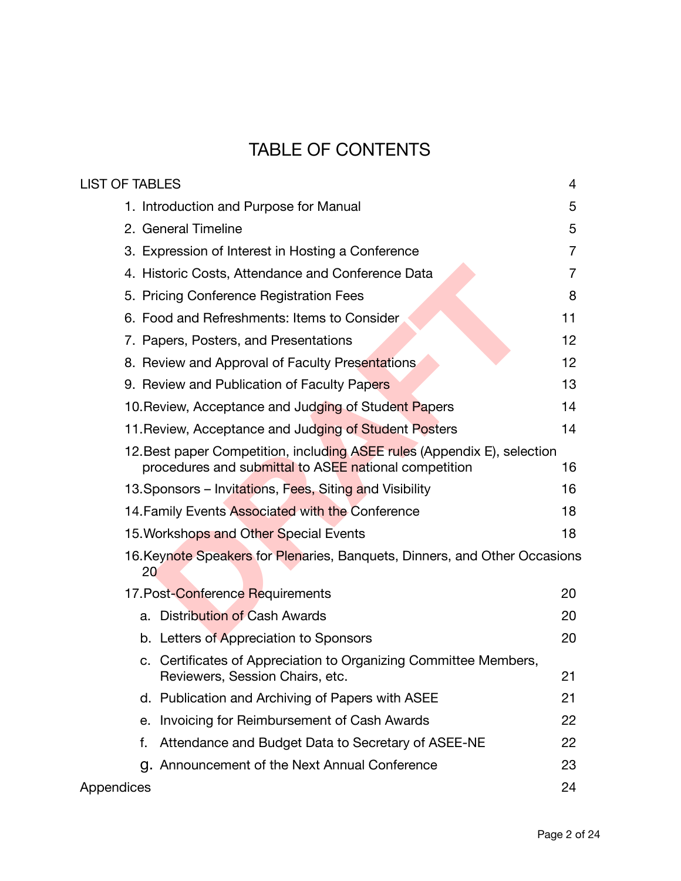# TABLE OF CONTENTS

LIST OF TABLES 4

1. Introduction and Purpose for Manual 5
2. General Timeline 5
3. Expression of Interest in Hosting a Conference 7
4. Historic Costs, Attendance and Conference Data 7
5. Pricing Conference Registration Fees 8
6. Food and Refreshments: Items to Consider 11
7. Papers, Posters, and Presentations 12
8. Review and Approval of Faculty Presentations 12
9. Review and Publication of Faculty Papers 13
10. Review, Acceptance and Judging of Student Papers 14
11. Review, Acceptance and Judging of Student Posters 14
12. Best paper Competition, including ASEE rules (Appendix E), selection procedures and submittal to ASEE national competition 16
13. Sponsors – Invitations, Fees, Siting and Visibility 16
14. Family Events Associated with the Conference 18
15. Workshops and Other Special Events 18
16. Keynote Speakers for Plenaries, Banquets, Dinners, and Other Occasions 20
17. Post-Conference Requirements 20
    a. Distribution of Cash Awards 20
    b. Letters of Appreciation to Sponsors 20
    c. Certificates of Appreciation to Organizing Committee Members, Reviewers, Session Chairs, etc. 21
    d. Publication and Archiving of Papers with ASEE 21
    e. Invoicing for Reimbursement of Cash Awards 22
    f. Attendance and Budget Data to Secretary of ASEE-NE 22
    g. Announcement of the Next Annual Conference 23

Appendices 24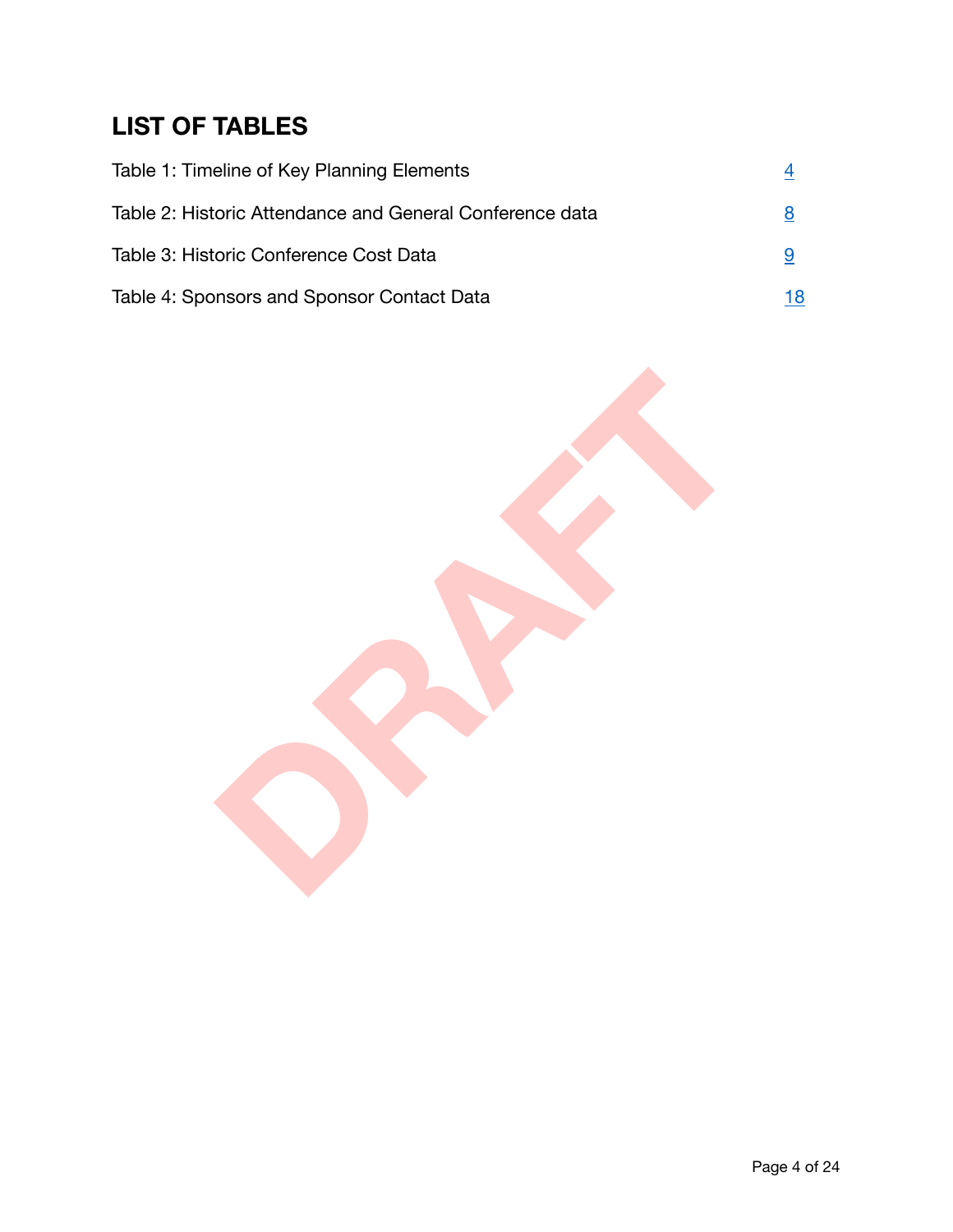## LIST OF TABLES

Table 1: Timeline of Key Planning Elements 4

Table 2: Historic Attendance and General Conference data 8

Table 3: Historic Conference Cost Data 9

Table 4: Sponsors and Sponsor Contact Data 18

DRAFT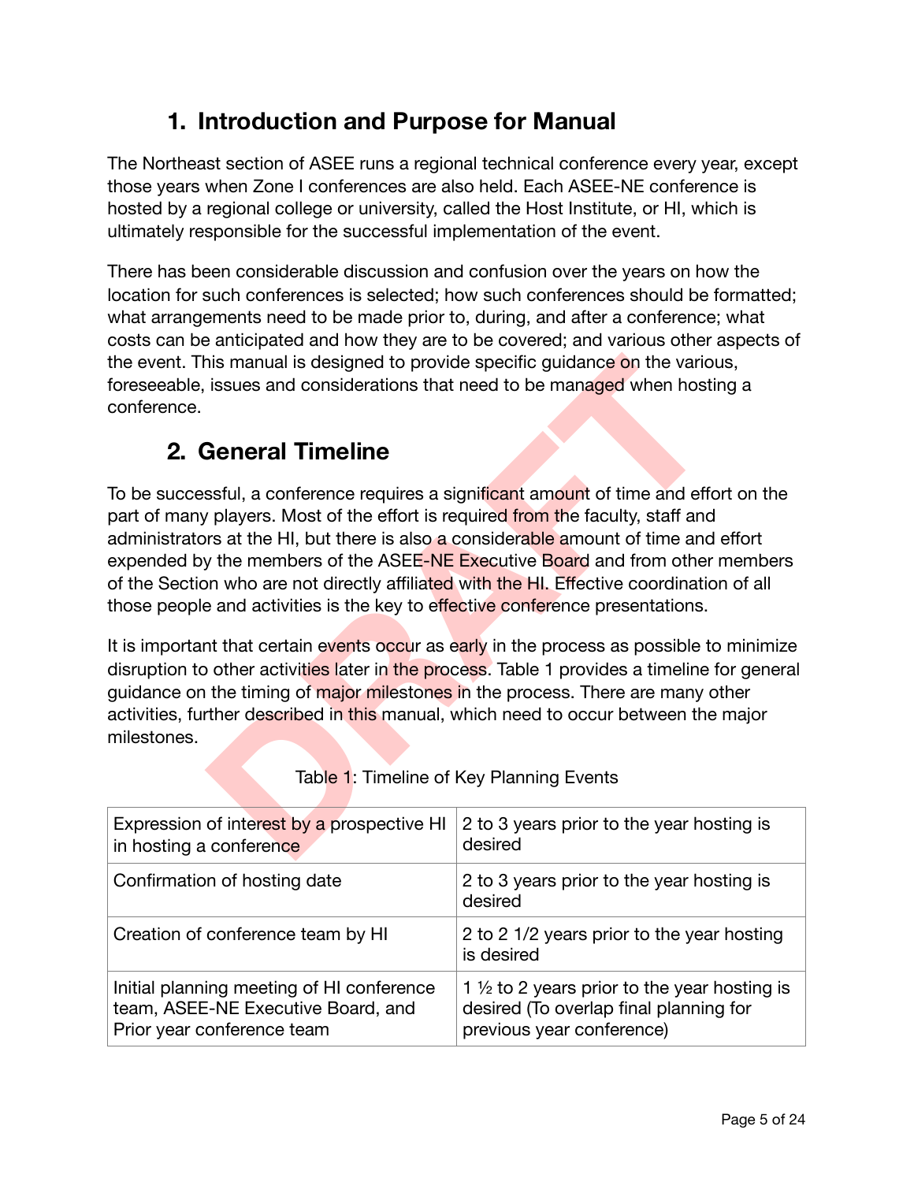## 1. Introduction and Purpose for Manual

The Northeast section of ASEE runs a regional technical conference every year, except those years when Zone I conferences are also held. Each ASEE-NE conference is hosted by a regional college or university, called the Host Institute, or HI, which is ultimately responsible for the successful implementation of the event.

There has been considerable discussion and confusion over the years on how the location for such conferences is selected; how such conferences should be formatted; what arrangements need to be made prior to, during, and after a conference; what costs can be anticipated and how they are to be covered; and various other aspects of the event. This manual is designed to provide specific guidance on the various, foreseeable, issues and considerations that need to be managed when hosting a conference.

## 2. General Timeline

To be successful, a conference requires a significant amount of time and effort on the part of many players. Most of the effort is required from the faculty, staff and administrators at the HI, but there is also a considerable amount of time and effort expended by the members of the ASEE-NE Executive Board and from other members of the Section who are not directly affiliated with the HI. Effective coordination of all those people and activities is the key to effective conference presentations.

It is important that certain events occur as early in the process as possible to minimize disruption to other activities later in the process. Table 1 provides a timeline for general guidance on the timing of major milestones in the process. There are many other activities, further described in this manual, which need to occur between the major milestones.

Table 1: Timeline of Key Planning Events

| | |
|---|---|
| Expression of interest by a prospective HI in hosting a conference | 2 to 3 years prior to the year hosting is desired |
| Confirmation of hosting date | 2 to 3 years prior to the year hosting is desired |
| Creation of conference team by HI | 2 to 2 1/2 years prior to the year hosting is desired |
| Initial planning meeting of HI conference team, ASEE-NE Executive Board, and Prior year conference team | 1 ½ to 2 years prior to the year hosting is desired (To overlap final planning for previous year conference) |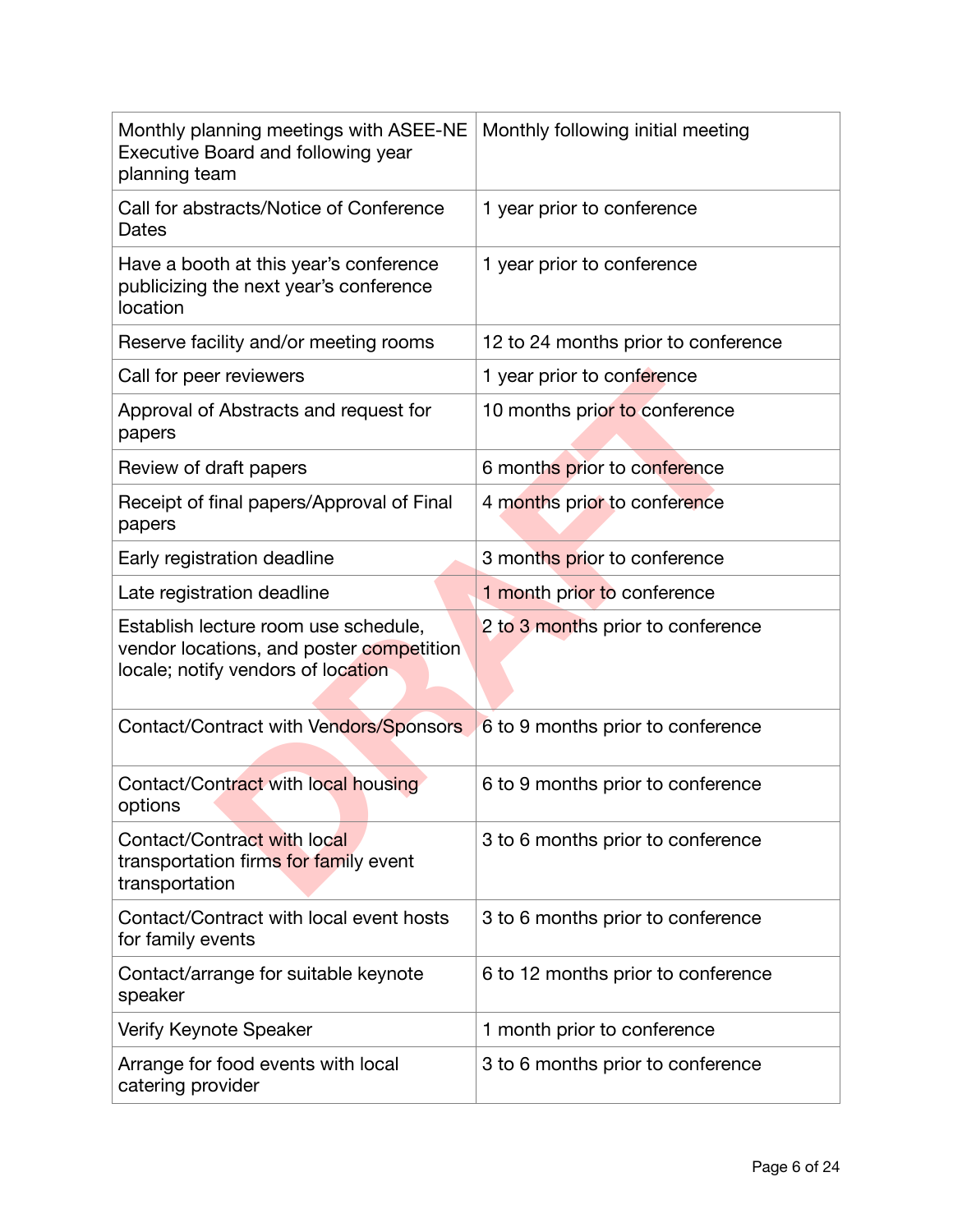| | |
|---|---|
| Monthly planning meetings with ASEE-NE Executive Board and following year planning team | Monthly following initial meeting |
| Call for abstracts/Notice of Conference Dates | 1 year prior to conference |
| Have a booth at this year's conference publicizing the next year's conference location | 1 year prior to conference |
| Reserve facility and/or meeting rooms | 12 to 24 months prior to conference |
| Call for peer reviewers | 1 year prior to conference |
| Approval of Abstracts and request for papers | 10 months prior to conference |
| Review of draft papers | 6 months prior to conference |
| Receipt of final papers/Approval of Final papers | 4 months prior to conference |
| Early registration deadline | 3 months prior to conference |
| Late registration deadline | 1 month prior to conference |
| Establish lecture room use schedule, vendor locations, and poster competition locale; notify vendors of location | 2 to 3 months prior to conference |
| Contact/Contract with Vendors/Sponsors | 6 to 9 months prior to conference |
| Contact/Contract with local housing options | 6 to 9 months prior to conference |
| Contact/Contract with local transportation firms for family event transportation | 3 to 6 months prior to conference |
| Contact/Contract with local event hosts for family events | 3 to 6 months prior to conference |
| Contact/arrange for suitable keynote speaker | 6 to 12 months prior to conference |
| Verify Keynote Speaker | 1 month prior to conference |
| Arrange for food events with local catering provider | 3 to 6 months prior to conference |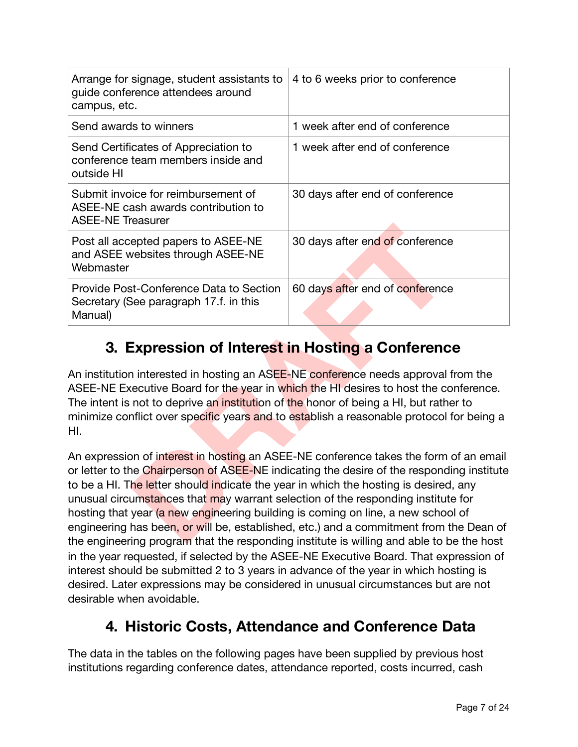| Arrange for signage, student assistants to guide conference attendees around campus, etc. | 4 to 6 weeks prior to conference |
|---|---|
| Send awards to winners | 1 week after end of conference |
| Send Certificates of Appreciation to conference team members inside and outside HI | 1 week after end of conference |
| Submit invoice for reimbursement of ASEE-NE cash awards contribution to ASEE-NE Treasurer | 30 days after end of conference |
| Post all accepted papers to ASEE-NE and ASEE websites through ASEE-NE Webmaster | 30 days after end of conference |
| Provide Post-Conference Data to Section Secretary (See paragraph 17.f. in this Manual) | 60 days after end of conference |

## 3. Expression of Interest in Hosting a Conference

An institution interested in hosting an ASEE-NE conference needs approval from the ASEE-NE Executive Board for the year in which the HI desires to host the conference. The intent is not to deprive an institution of the honor of being a HI, but rather to minimize conflict over specific years and to establish a reasonable protocol for being a HI.

An expression of interest in hosting an ASEE-NE conference takes the form of an email or letter to the Chairperson of ASEE-NE indicating the desire of the responding institute to be a HI. The letter should indicate the year in which the hosting is desired, any unusual circumstances that may warrant selection of the responding institute for hosting that year (a new engineering building is coming on line, a new school of engineering has been, or will be, established, etc.) and a commitment from the Dean of the engineering program that the responding institute is willing and able to be the host in the year requested, if selected by the ASEE-NE Executive Board. That expression of interest should be submitted 2 to 3 years in advance of the year in which hosting is desired. Later expressions may be considered in unusual circumstances but are not desirable when avoidable.

## 4. Historic Costs, Attendance and Conference Data

The data in the tables on the following pages have been supplied by previous host institutions regarding conference dates, attendance reported, costs incurred, cash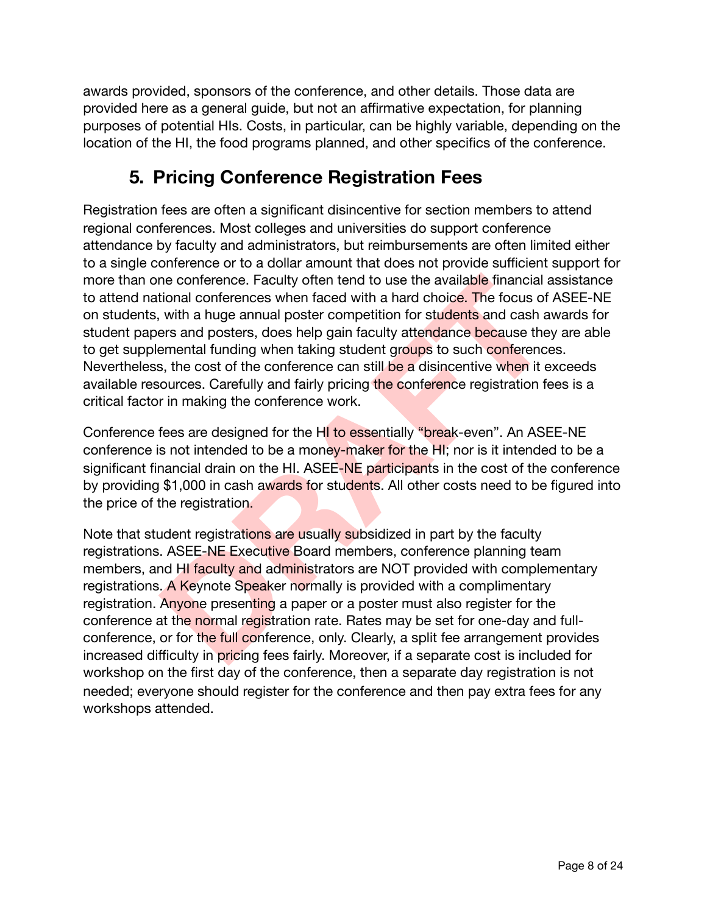awards provided, sponsors of the conference, and other details. Those data are provided here as a general guide, but not an affirmative expectation, for planning purposes of potential HIs. Costs, in particular, can be highly variable, depending on the location of the HI, the food programs planned, and other specifics of the conference.

## 5. Pricing Conference Registration Fees

Registration fees are often a significant disincentive for section members to attend regional conferences. Most colleges and universities do support conference attendance by faculty and administrators, but reimbursements are often limited either to a single conference or to a dollar amount that does not provide sufficient support for more than one conference. Faculty often tend to use the available financial assistance to attend national conferences when faced with a hard choice. The focus of ASEE-NE on students, with a huge annual poster competition for students and cash awards for student papers and posters, does help gain faculty attendance because they are able to get supplemental funding when taking student groups to such conferences. Nevertheless, the cost of the conference can still be a disincentive when it exceeds available resources. Carefully and fairly pricing the conference registration fees is a critical factor in making the conference work.

Conference fees are designed for the HI to essentially "break-even". An ASEE-NE conference is not intended to be a money-maker for the HI; nor is it intended to be a significant financial drain on the HI. ASEE-NE participants in the cost of the conference by providing $1,000 in cash awards for students. All other costs need to be figured into the price of the registration.

Note that student registrations are usually subsidized in part by the faculty registrations. ASEE-NE Executive Board members, conference planning team members, and HI faculty and administrators are NOT provided with complementary registrations. A Keynote Speaker normally is provided with a complimentary registration. Anyone presenting a paper or a poster must also register for the conference at the normal registration rate. Rates may be set for one-day and full-conference, or for the full conference, only. Clearly, a split fee arrangement provides increased difficulty in pricing fees fairly. Moreover, if a separate cost is included for workshop on the first day of the conference, then a separate day registration is not needed; everyone should register for the conference and then pay extra fees for any workshops attended.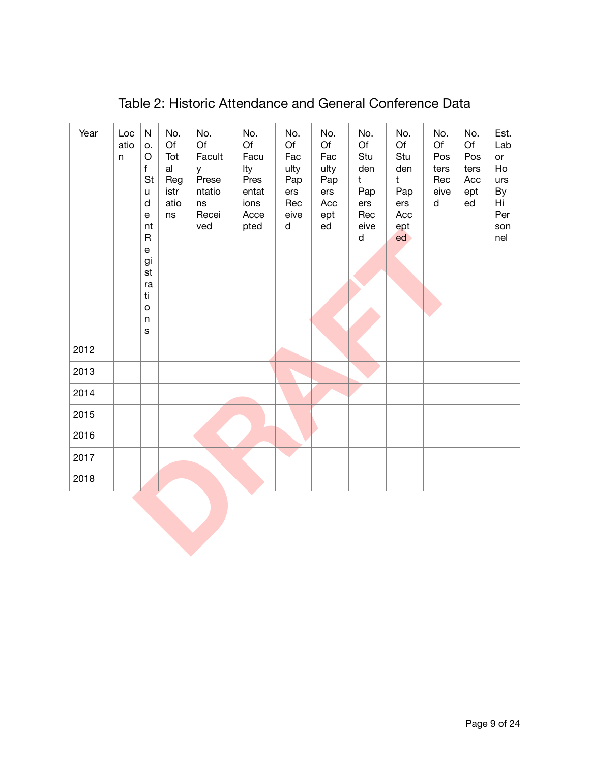Table 2: Historic Attendance and General Conference Data

| Year | Location | No. Of Student Registrations | No. Of Total Registrations | No. Of Faculty Presentations Received | No. Of Faculty Presentations Accepted | No. Of Faculty Papers Received | No. Of Faculty Papers Accepted | No. Of Student Papers Received | No. Of Student Papers Accepted | No. Of Posters Received | No. Of Posters Accepted | Est. Labor Hours By Hi Personnel |
|---|---|---|---|---|---|---|---|---|---|---|---|---|
| 2012 | | | | | | | | | | | | |
| 2013 | | | | | | | | | | | | |
| 2014 | | | | | | | | | | | | |
| 2015 | | | | | | | | | | | | |
| 2016 | | | | | | | | | | | | |
| 2017 | | | | | | | | | | | | |
| 2018 | | | | | | | | | | | | |

DRAFT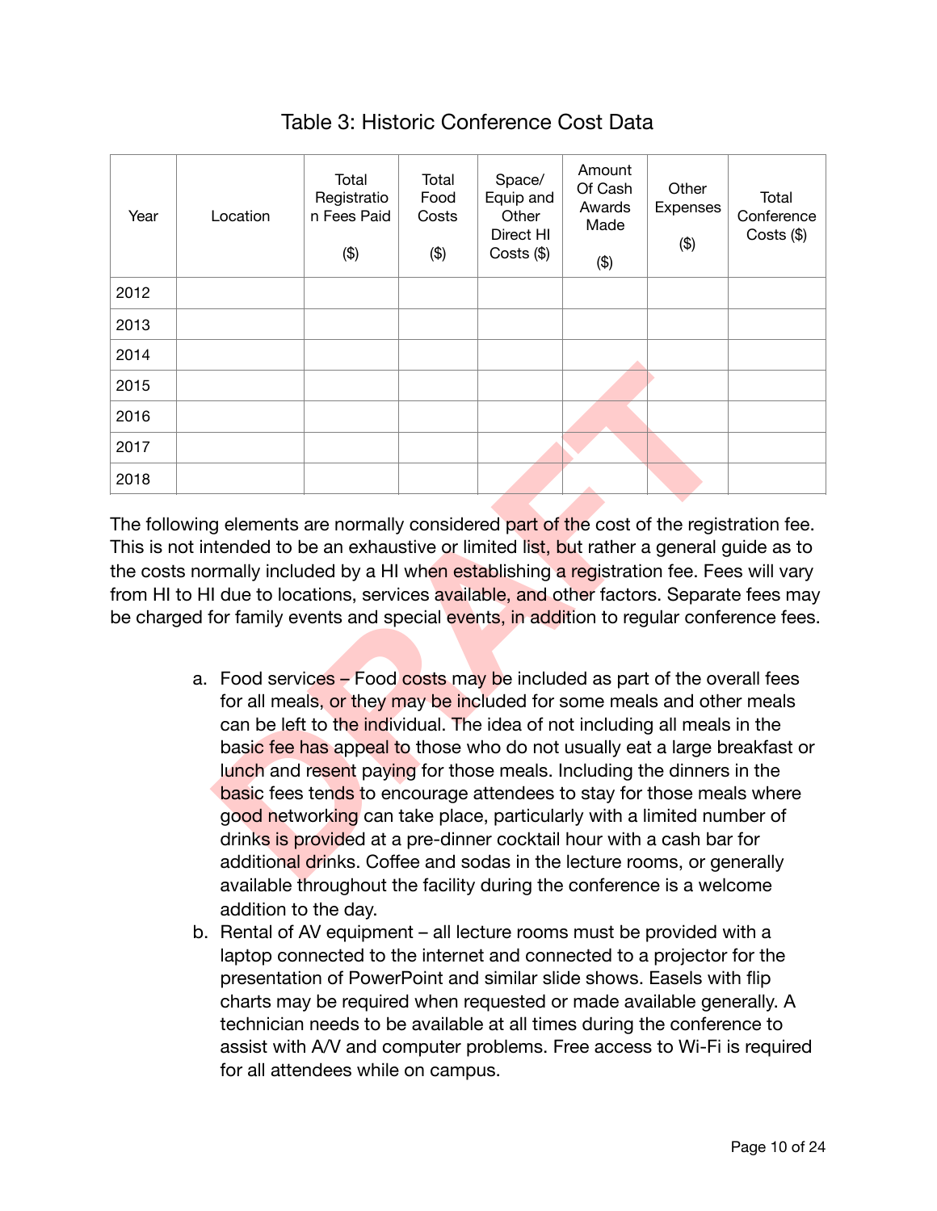Table 3: Historic Conference Cost Data

| Year | Location | Total Registration Fees Paid ($) | Total Food Costs ($) | Space/ Equip and Other Direct HI Costs ($) | Amount Of Cash Awards Made ($) | Other Expenses ($) | Total Conference Costs ($) |
|---|---|---|---|---|---|---|---|
| 2012 | | | | | | | |
| 2013 | | | | | | | |
| 2014 | | | | | | | |
| 2015 | | | | | | | |
| 2016 | | | | | | | |
| 2017 | | | | | | | |
| 2018 | | | | | | | |

The following elements are normally considered part of the cost of the registration fee. This is not intended to be an exhaustive or limited list, but rather a general guide as to the costs normally included by a HI when establishing a registration fee. Fees will vary from HI to HI due to locations, services available, and other factors. Separate fees may be charged for family events and special events, in addition to regular conference fees.

a. Food services – Food costs may be included as part of the overall fees for all meals, or they may be included for some meals and other meals can be left to the individual. The idea of not including all meals in the basic fee has appeal to those who do not usually eat a large breakfast or lunch and resent paying for those meals. Including the dinners in the basic fees tends to encourage attendees to stay for those meals where good networking can take place, particularly with a limited number of drinks is provided at a pre-dinner cocktail hour with a cash bar for additional drinks. Coffee and sodas in the lecture rooms, or generally available throughout the facility during the conference is a welcome addition to the day.
b. Rental of AV equipment – all lecture rooms must be provided with a laptop connected to the internet and connected to a projector for the presentation of PowerPoint and similar slide shows. Easels with flip charts may be required when requested or made available generally. A technician needs to be available at all times during the conference to assist with A/V and computer problems. Free access to Wi-Fi is required for all attendees while on campus.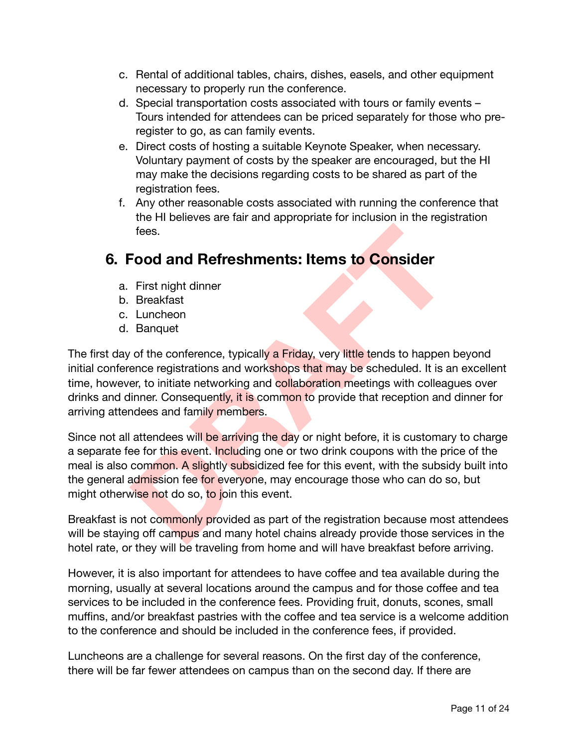c. Rental of additional tables, chairs, dishes, easels, and other equipment necessary to properly run the conference.
d. Special transportation costs associated with tours or family events – Tours intended for attendees can be priced separately for those who pre-register to go, as can family events.
e. Direct costs of hosting a suitable Keynote Speaker, when necessary. Voluntary payment of costs by the speaker are encouraged, but the HI may make the decisions regarding costs to be shared as part of the registration fees.
f. Any other reasonable costs associated with running the conference that the HI believes are fair and appropriate for inclusion in the registration fees.

## 6. Food and Refreshments: Items to Consider

a. First night dinner
b. Breakfast
c. Luncheon
d. Banquet

The first day of the conference, typically a Friday, very little tends to happen beyond initial conference registrations and workshops that may be scheduled. It is an excellent time, however, to initiate networking and collaboration meetings with colleagues over drinks and dinner. Consequently, it is common to provide that reception and dinner for arriving attendees and family members.

Since not all attendees will be arriving the day or night before, it is customary to charge a separate fee for this event. Including one or two drink coupons with the price of the meal is also common. A slightly subsidized fee for this event, with the subsidy built into the general admission fee for everyone, may encourage those who can do so, but might otherwise not do so, to join this event.

Breakfast is not commonly provided as part of the registration because most attendees will be staying off campus and many hotel chains already provide those services in the hotel rate, or they will be traveling from home and will have breakfast before arriving.

However, it is also important for attendees to have coffee and tea available during the morning, usually at several locations around the campus and for those coffee and tea services to be included in the conference fees. Providing fruit, donuts, scones, small muffins, and/or breakfast pastries with the coffee and tea service is a welcome addition to the conference and should be included in the conference fees, if provided.

Luncheons are a challenge for several reasons. On the first day of the conference, there will be far fewer attendees on campus than on the second day. If there are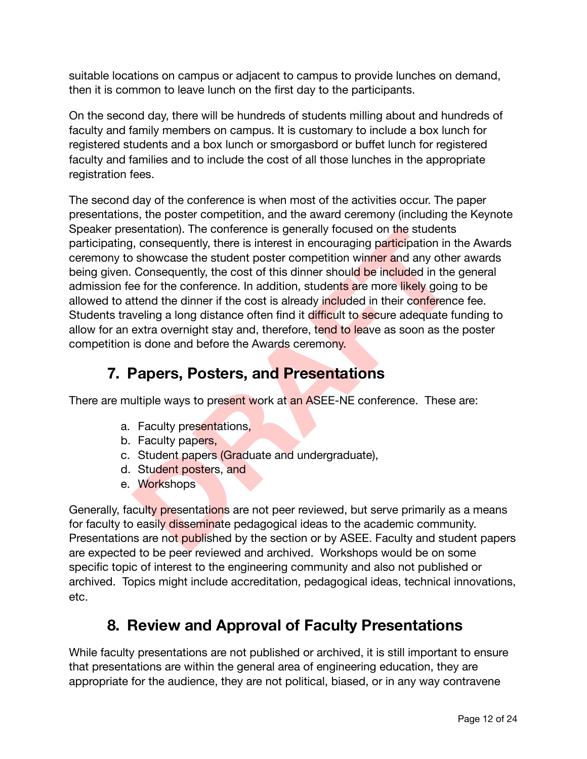suitable locations on campus or adjacent to campus to provide lunches on demand, then it is common to leave lunch on the first day to the participants.

On the second day, there will be hundreds of students milling about and hundreds of faculty and family members on campus. It is customary to include a box lunch for registered students and a box lunch or smorgasbord or buffet lunch for registered faculty and families and to include the cost of all those lunches in the appropriate registration fees.

The second day of the conference is when most of the activities occur. The paper presentations, the poster competition, and the award ceremony (including the Keynote Speaker presentation). The conference is generally focused on the students participating, consequently, there is interest in encouraging participation in the Awards ceremony to showcase the student poster competition winner and any other awards being given. Consequently, the cost of this dinner should be included in the general admission fee for the conference. In addition, students are more likely going to be allowed to attend the dinner if the cost is already included in their conference fee. Students traveling a long distance often find it difficult to secure adequate funding to allow for an extra overnight stay and, therefore, tend to leave as soon as the poster competition is done and before the Awards ceremony.

## 7. Papers, Posters, and Presentations

There are multiple ways to present work at an ASEE-NE conference. These are:

a. Faculty presentations,
b. Faculty papers,
c. Student papers (Graduate and undergraduate),
d. Student posters, and
e. Workshops

Generally, faculty presentations are not peer reviewed, but serve primarily as a means for faculty to easily disseminate pedagogical ideas to the academic community. Presentations are not published by the section or by ASEE. Faculty and student papers are expected to be peer reviewed and archived. Workshops would be on some specific topic of interest to the engineering community and also not published or archived. Topics might include accreditation, pedagogical ideas, technical innovations, etc.

## 8. Review and Approval of Faculty Presentations

While faculty presentations are not published or archived, it is still important to ensure that presentations are within the general area of engineering education, they are appropriate for the audience, they are not political, biased, or in any way contravene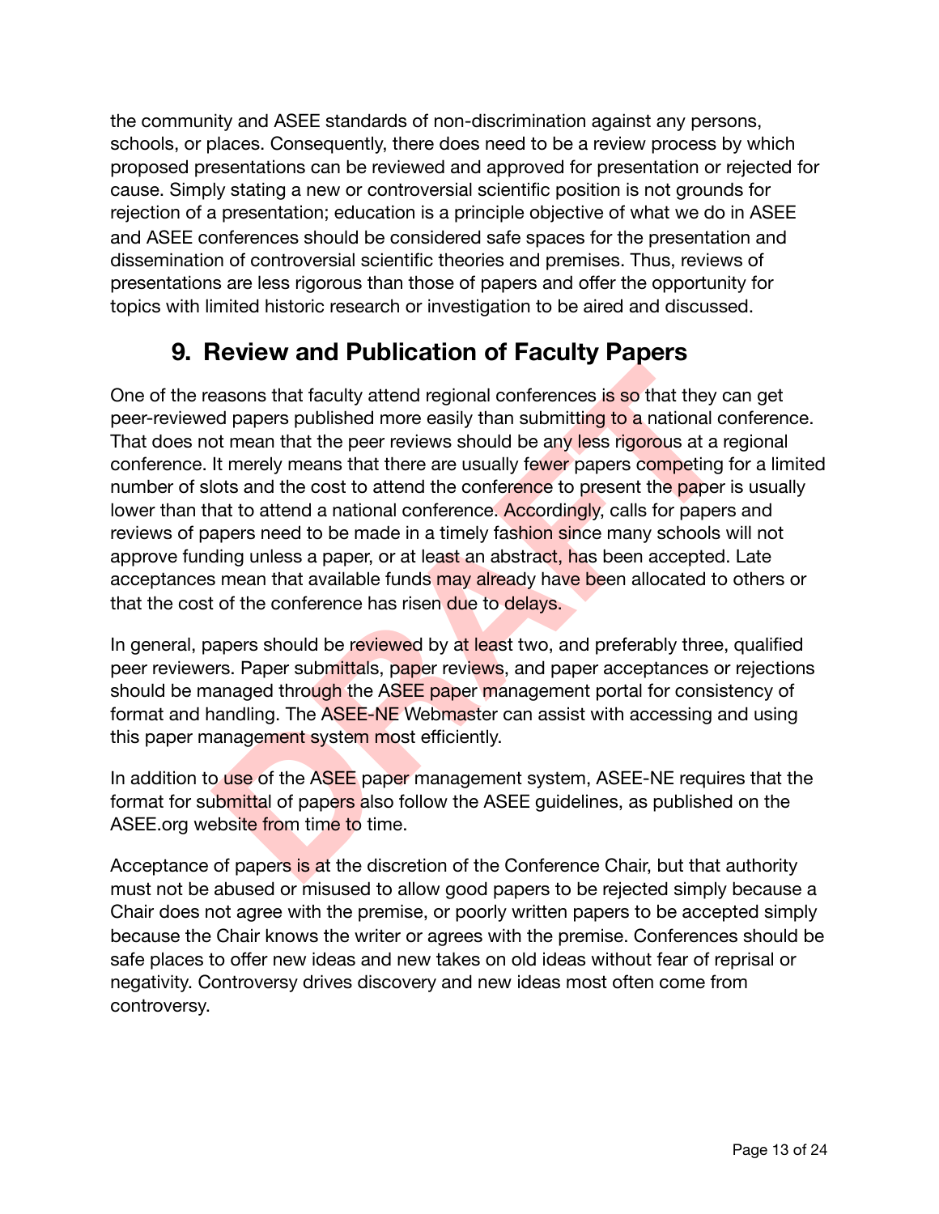the community and ASEE standards of non-discrimination against any persons, schools, or places. Consequently, there does need to be a review process by which proposed presentations can be reviewed and approved for presentation or rejected for cause. Simply stating a new or controversial scientific position is not grounds for rejection of a presentation; education is a principle objective of what we do in ASEE and ASEE conferences should be considered safe spaces for the presentation and dissemination of controversial scientific theories and premises. Thus, reviews of presentations are less rigorous than those of papers and offer the opportunity for topics with limited historic research or investigation to be aired and discussed.

## 9. Review and Publication of Faculty Papers

One of the reasons that faculty attend regional conferences is so that they can get peer-reviewed papers published more easily than submitting to a national conference. That does not mean that the peer reviews should be any less rigorous at a regional conference. It merely means that there are usually fewer papers competing for a limited number of slots and the cost to attend the conference to present the paper is usually lower than that to attend a national conference. Accordingly, calls for papers and reviews of papers need to be made in a timely fashion since many schools will not approve funding unless a paper, or at least an abstract, has been accepted. Late acceptances mean that available funds may already have been allocated to others or that the cost of the conference has risen due to delays.

In general, papers should be reviewed by at least two, and preferably three, qualified peer reviewers. Paper submittals, paper reviews, and paper acceptances or rejections should be managed through the ASEE paper management portal for consistency of format and handling. The ASEE-NE Webmaster can assist with accessing and using this paper management system most efficiently.

In addition to use of the ASEE paper management system, ASEE-NE requires that the format for submittal of papers also follow the ASEE guidelines, as published on the ASEE.org website from time to time.

Acceptance of papers is at the discretion of the Conference Chair, but that authority must not be abused or misused to allow good papers to be rejected simply because a Chair does not agree with the premise, or poorly written papers to be accepted simply because the Chair knows the writer or agrees with the premise. Conferences should be safe places to offer new ideas and new takes on old ideas without fear of reprisal or negativity. Controversy drives discovery and new ideas most often come from controversy.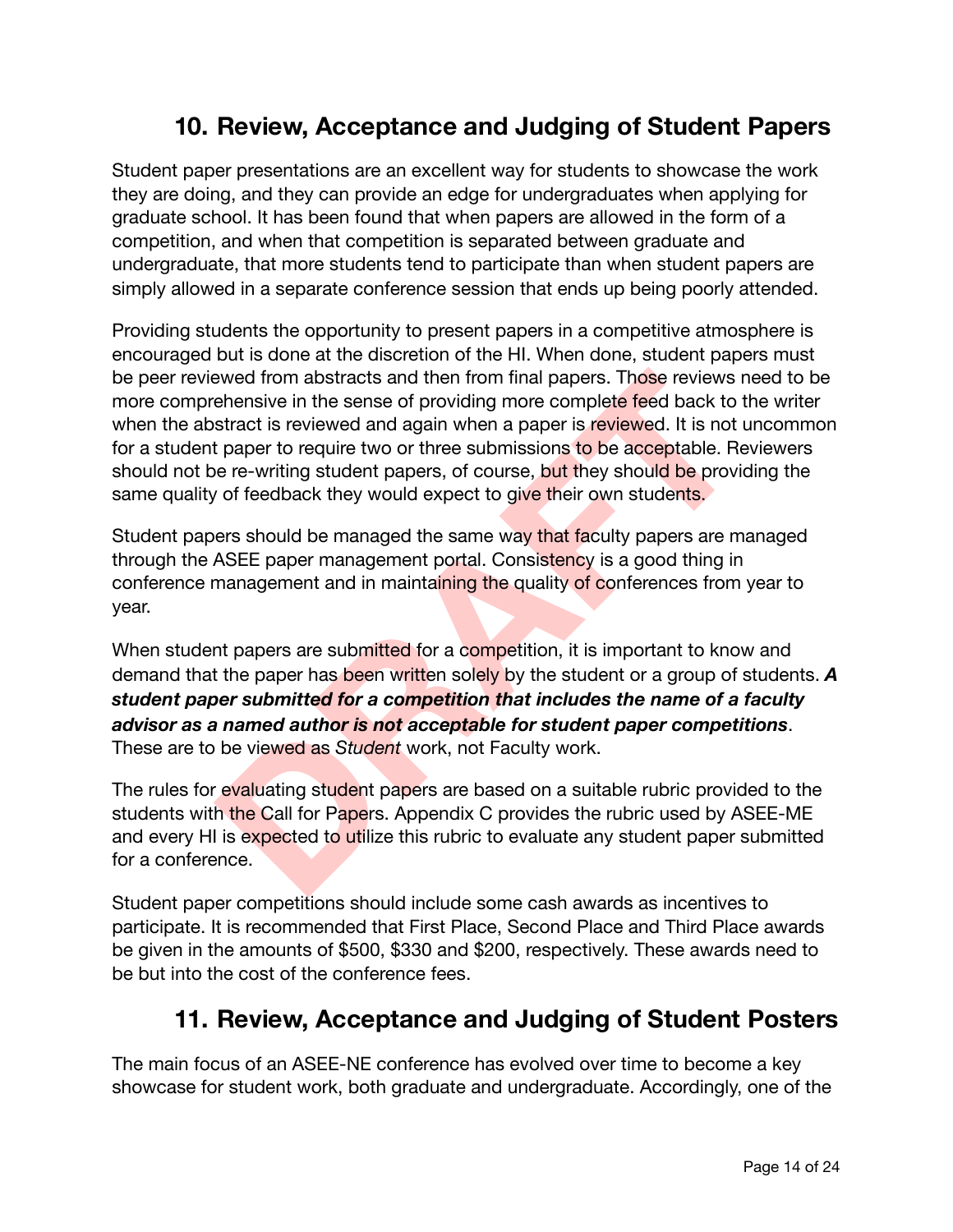## 10. Review, Acceptance and Judging of Student Papers

Student paper presentations are an excellent way for students to showcase the work they are doing, and they can provide an edge for undergraduates when applying for graduate school. It has been found that when papers are allowed in the form of a competition, and when that competition is separated between graduate and undergraduate, that more students tend to participate than when student papers are simply allowed in a separate conference session that ends up being poorly attended.

Providing students the opportunity to present papers in a competitive atmosphere is encouraged but is done at the discretion of the HI. When done, student papers must be peer reviewed from abstracts and then from final papers. Those reviews need to be more comprehensive in the sense of providing more complete feed back to the writer when the abstract is reviewed and again when a paper is reviewed. It is not uncommon for a student paper to require two or three submissions to be acceptable. Reviewers should not be re-writing student papers, of course, but they should be providing the same quality of feedback they would expect to give their own students.

Student papers should be managed the same way that faculty papers are managed through the ASEE paper management portal. Consistency is a good thing in conference management and in maintaining the quality of conferences from year to year.

When student papers are submitted for a competition, it is important to know and demand that the paper has been written solely by the student or a group of students. ***A student paper submitted for a competition that includes the name of a faculty advisor as a named author is not acceptable for student paper competitions***. These are to be viewed as *Student* work, not Faculty work.

The rules for evaluating student papers are based on a suitable rubric provided to the students with the Call for Papers. Appendix C provides the rubric used by ASEE-ME and every HI is expected to utilize this rubric to evaluate any student paper submitted for a conference.

Student paper competitions should include some cash awards as incentives to participate. It is recommended that First Place, Second Place and Third Place awards be given in the amounts of $500, $330 and $200, respectively. These awards need to be but into the cost of the conference fees.

## 11. Review, Acceptance and Judging of Student Posters

The main focus of an ASEE-NE conference has evolved over time to become a key showcase for student work, both graduate and undergraduate. Accordingly, one of the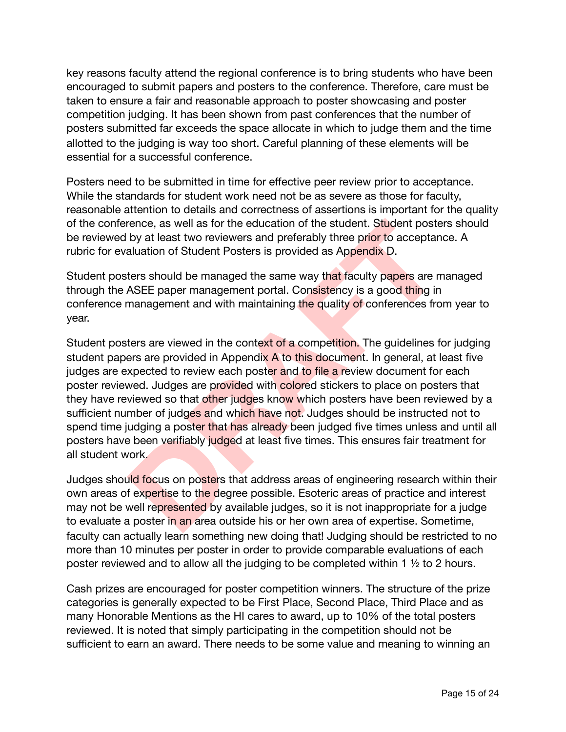key reasons faculty attend the regional conference is to bring students who have been encouraged to submit papers and posters to the conference. Therefore, care must be taken to ensure a fair and reasonable approach to poster showcasing and poster competition judging. It has been shown from past conferences that the number of posters submitted far exceeds the space allocate in which to judge them and the time allotted to the judging is way too short. Careful planning of these elements will be essential for a successful conference.

Posters need to be submitted in time for effective peer review prior to acceptance. While the standards for student work need not be as severe as those for faculty, reasonable attention to details and correctness of assertions is important for the quality of the conference, as well as for the education of the student. Student posters should be reviewed by at least two reviewers and preferably three prior to acceptance. A rubric for evaluation of Student Posters is provided as Appendix D.

Student posters should be managed the same way that faculty papers are managed through the ASEE paper management portal. Consistency is a good thing in conference management and with maintaining the quality of conferences from year to year.

Student posters are viewed in the context of a competition. The guidelines for judging student papers are provided in Appendix A to this document. In general, at least five judges are expected to review each poster and to file a review document for each poster reviewed. Judges are provided with colored stickers to place on posters that they have reviewed so that other judges know which posters have been reviewed by a sufficient number of judges and which have not. Judges should be instructed not to spend time judging a poster that has already been judged five times unless and until all posters have been verifiably judged at least five times. This ensures fair treatment for all student work.

Judges should focus on posters that address areas of engineering research within their own areas of expertise to the degree possible. Esoteric areas of practice and interest may not be well represented by available judges, so it is not inappropriate for a judge to evaluate a poster in an area outside his or her own area of expertise. Sometime, faculty can actually learn something new doing that! Judging should be restricted to no more than 10 minutes per poster in order to provide comparable evaluations of each poster reviewed and to allow all the judging to be completed within 1 ½ to 2 hours.

Cash prizes are encouraged for poster competition winners. The structure of the prize categories is generally expected to be First Place, Second Place, Third Place and as many Honorable Mentions as the HI cares to award, up to 10% of the total posters reviewed. It is noted that simply participating in the competition should not be sufficient to earn an award. There needs to be some value and meaning to winning an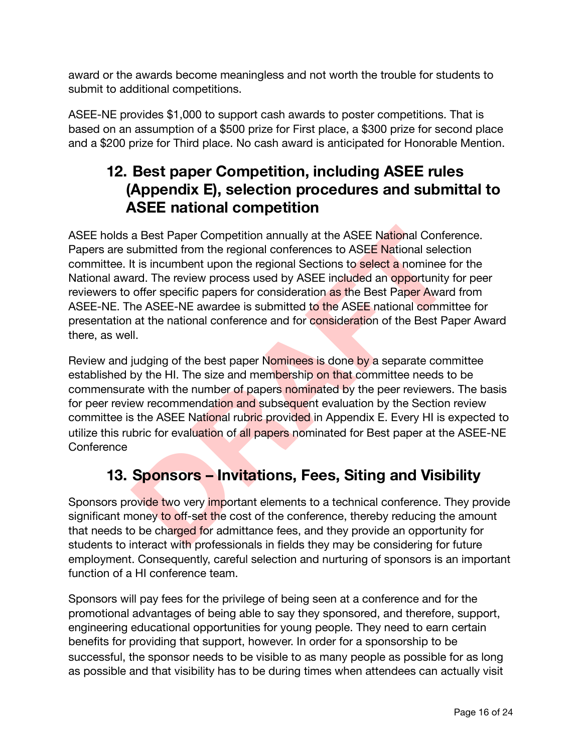award or the awards become meaningless and not worth the trouble for students to submit to additional competitions.

ASEE-NE provides $1,000 to support cash awards to poster competitions. That is based on an assumption of a $500 prize for First place, a $300 prize for second place and a $200 prize for Third place. No cash award is anticipated for Honorable Mention.

## 12. Best paper Competition, including ASEE rules (Appendix E), selection procedures and submittal to ASEE national competition

ASEE holds a Best Paper Competition annually at the ASEE National Conference. Papers are submitted from the regional conferences to ASEE National selection committee. It is incumbent upon the regional Sections to select a nominee for the National award. The review process used by ASEE included an opportunity for peer reviewers to offer specific papers for consideration as the Best Paper Award from ASEE-NE. The ASEE-NE awardee is submitted to the ASEE national committee for presentation at the national conference and for consideration of the Best Paper Award there, as well.

Review and judging of the best paper Nominees is done by a separate committee established by the HI. The size and membership on that committee needs to be commensurate with the number of papers nominated by the peer reviewers. The basis for peer review recommendation and subsequent evaluation by the Section review committee is the ASEE National rubric provided in Appendix E. Every HI is expected to utilize this rubric for evaluation of all papers nominated for Best paper at the ASEE-NE Conference

## 13. Sponsors – Invitations, Fees, Siting and Visibility

Sponsors provide two very important elements to a technical conference. They provide significant money to off-set the cost of the conference, thereby reducing the amount that needs to be charged for admittance fees, and they provide an opportunity for students to interact with professionals in fields they may be considering for future employment. Consequently, careful selection and nurturing of sponsors is an important function of a HI conference team.

Sponsors will pay fees for the privilege of being seen at a conference and for the promotional advantages of being able to say they sponsored, and therefore, support, engineering educational opportunities for young people. They need to earn certain benefits for providing that support, however. In order for a sponsorship to be successful, the sponsor needs to be visible to as many people as possible for as long as possible and that visibility has to be during times when attendees can actually visit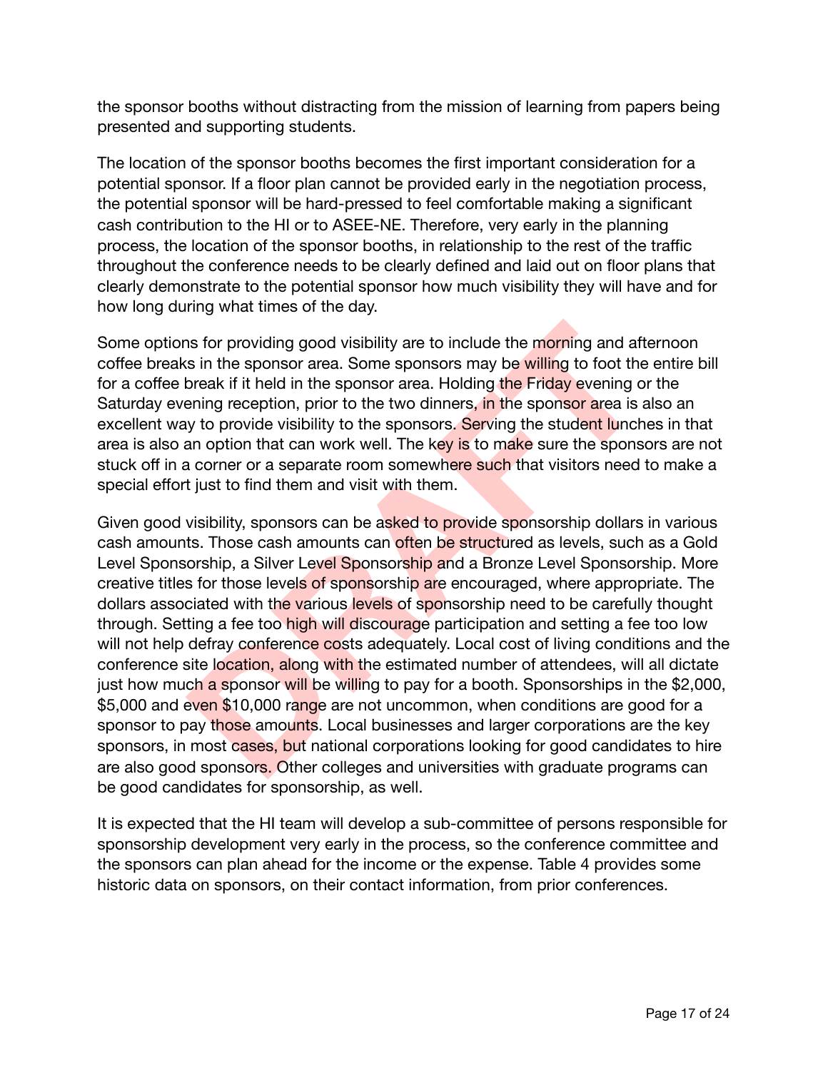the sponsor booths without distracting from the mission of learning from papers being presented and supporting students.

The location of the sponsor booths becomes the first important consideration for a potential sponsor. If a floor plan cannot be provided early in the negotiation process, the potential sponsor will be hard-pressed to feel comfortable making a significant cash contribution to the HI or to ASEE-NE. Therefore, very early in the planning process, the location of the sponsor booths, in relationship to the rest of the traffic throughout the conference needs to be clearly defined and laid out on floor plans that clearly demonstrate to the potential sponsor how much visibility they will have and for how long during what times of the day.

Some options for providing good visibility are to include the morning and afternoon coffee breaks in the sponsor area. Some sponsors may be willing to foot the entire bill for a coffee break if it held in the sponsor area. Holding the Friday evening or the Saturday evening reception, prior to the two dinners, in the sponsor area is also an excellent way to provide visibility to the sponsors. Serving the student lunches in that area is also an option that can work well. The key is to make sure the sponsors are not stuck off in a corner or a separate room somewhere such that visitors need to make a special effort just to find them and visit with them.

Given good visibility, sponsors can be asked to provide sponsorship dollars in various cash amounts. Those cash amounts can often be structured as levels, such as a Gold Level Sponsorship, a Silver Level Sponsorship and a Bronze Level Sponsorship. More creative titles for those levels of sponsorship are encouraged, where appropriate. The dollars associated with the various levels of sponsorship need to be carefully thought through. Setting a fee too high will discourage participation and setting a fee too low will not help defray conference costs adequately. Local cost of living conditions and the conference site location, along with the estimated number of attendees, will all dictate just how much a sponsor will be willing to pay for a booth. Sponsorships in the $2,000, $5,000 and even $10,000 range are not uncommon, when conditions are good for a sponsor to pay those amounts. Local businesses and larger corporations are the key sponsors, in most cases, but national corporations looking for good candidates to hire are also good sponsors. Other colleges and universities with graduate programs can be good candidates for sponsorship, as well.

It is expected that the HI team will develop a sub-committee of persons responsible for sponsorship development very early in the process, so the conference committee and the sponsors can plan ahead for the income or the expense. Table 4 provides some historic data on sponsors, on their contact information, from prior conferences.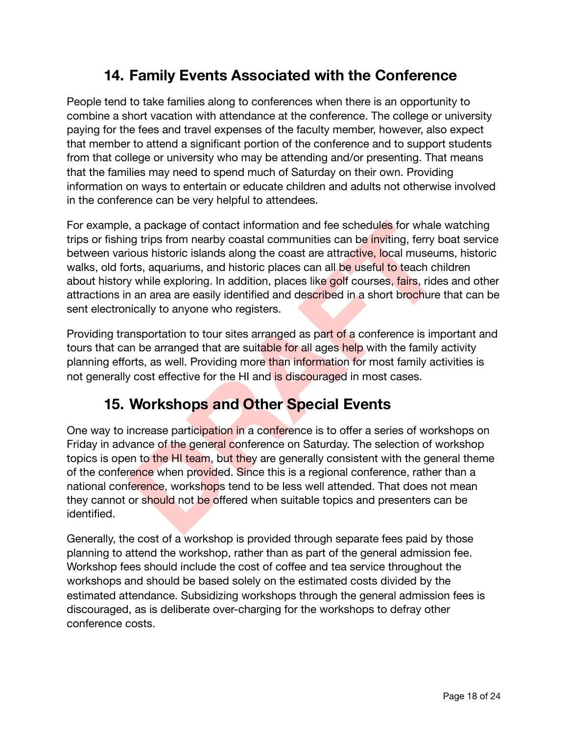## 14. Family Events Associated with the Conference

People tend to take families along to conferences when there is an opportunity to combine a short vacation with attendance at the conference. The college or university paying for the fees and travel expenses of the faculty member, however, also expect that member to attend a significant portion of the conference and to support students from that college or university who may be attending and/or presenting. That means that the families may need to spend much of Saturday on their own. Providing information on ways to entertain or educate children and adults not otherwise involved in the conference can be very helpful to attendees.

For example, a package of contact information and fee schedules for whale watching trips or fishing trips from nearby coastal communities can be inviting, ferry boat service between various historic islands along the coast are attractive, local museums, historic walks, old forts, aquariums, and historic places can all be useful to teach children about history while exploring. In addition, places like golf courses, fairs, rides and other attractions in an area are easily identified and described in a short brochure that can be sent electronically to anyone who registers.

Providing transportation to tour sites arranged as part of a conference is important and tours that can be arranged that are suitable for all ages help with the family activity planning efforts, as well. Providing more than information for most family activities is not generally cost effective for the HI and is discouraged in most cases.

## 15. Workshops and Other Special Events

One way to increase participation in a conference is to offer a series of workshops on Friday in advance of the general conference on Saturday. The selection of workshop topics is open to the HI team, but they are generally consistent with the general theme of the conference when provided. Since this is a regional conference, rather than a national conference, workshops tend to be less well attended. That does not mean they cannot or should not be offered when suitable topics and presenters can be identified.

Generally, the cost of a workshop is provided through separate fees paid by those planning to attend the workshop, rather than as part of the general admission fee. Workshop fees should include the cost of coffee and tea service throughout the workshops and should be based solely on the estimated costs divided by the estimated attendance. Subsidizing workshops through the general admission fees is discouraged, as is deliberate over-charging for the workshops to defray other conference costs.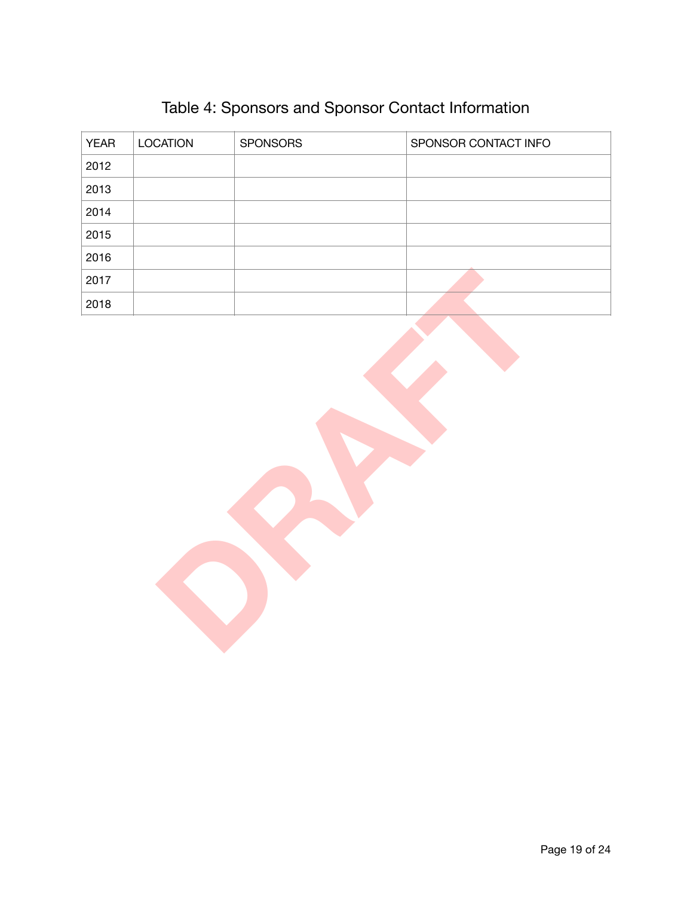## Table 4: Sponsors and Sponsor Contact Information

| YEAR | LOCATION | SPONSORS | SPONSOR CONTACT INFO |
|---|---|---|---|
| 2012 | | | |
| 2013 | | | |
| 2014 | | | |
| 2015 | | | |
| 2016 | | | |
| 2017 | | | |
| 2018 | | | |

DRAFT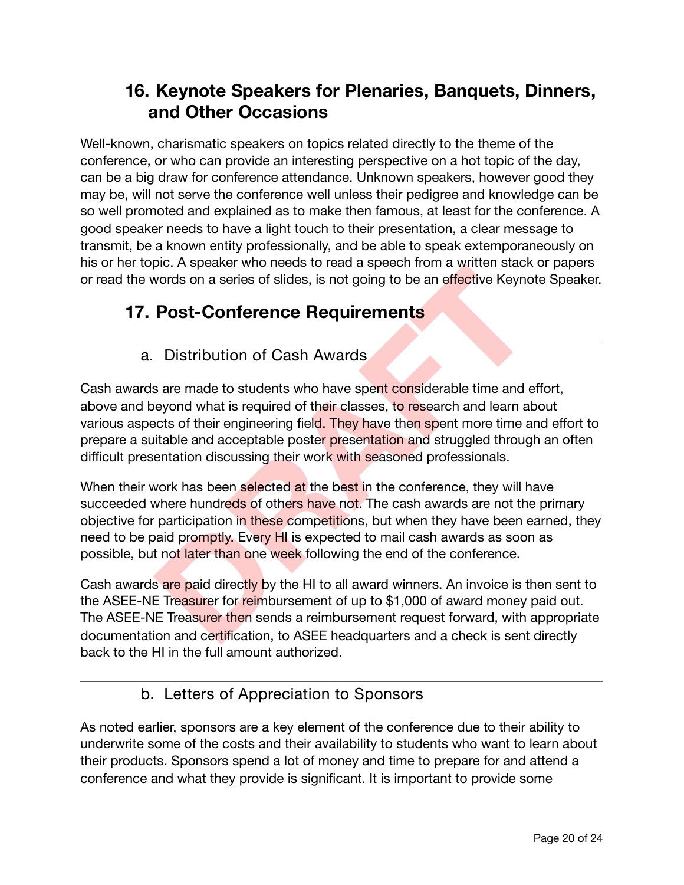## 16. Keynote Speakers for Plenaries, Banquets, Dinners, and Other Occasions

Well-known, charismatic speakers on topics related directly to the theme of the conference, or who can provide an interesting perspective on a hot topic of the day, can be a big draw for conference attendance. Unknown speakers, however good they may be, will not serve the conference well unless their pedigree and knowledge can be so well promoted and explained as to make then famous, at least for the conference. A good speaker needs to have a light touch to their presentation, a clear message to transmit, be a known entity professionally, and be able to speak extemporaneously on his or her topic. A speaker who needs to read a speech from a written stack or papers or read the words on a series of slides, is not going to be an effective Keynote Speaker.

## 17. Post-Conference Requirements

---

### a. Distribution of Cash Awards

Cash awards are made to students who have spent considerable time and effort, above and beyond what is required of their classes, to research and learn about various aspects of their engineering field. They have then spent more time and effort to prepare a suitable and acceptable poster presentation and struggled through an often difficult presentation discussing their work with seasoned professionals.

When their work has been selected at the best in the conference, they will have succeeded where hundreds of others have not. The cash awards are not the primary objective for participation in these competitions, but when they have been earned, they need to be paid promptly. Every HI is expected to mail cash awards as soon as possible, but not later than one week following the end of the conference.

Cash awards are paid directly by the HI to all award winners. An invoice is then sent to the ASEE-NE Treasurer for reimbursement of up to $1,000 of award money paid out. The ASEE-NE Treasurer then sends a reimbursement request forward, with appropriate documentation and certification, to ASEE headquarters and a check is sent directly back to the HI in the full amount authorized.

---

### b. Letters of Appreciation to Sponsors

As noted earlier, sponsors are a key element of the conference due to their ability to underwrite some of the costs and their availability to students who want to learn about their products. Sponsors spend a lot of money and time to prepare for and attend a conference and what they provide is significant. It is important to provide some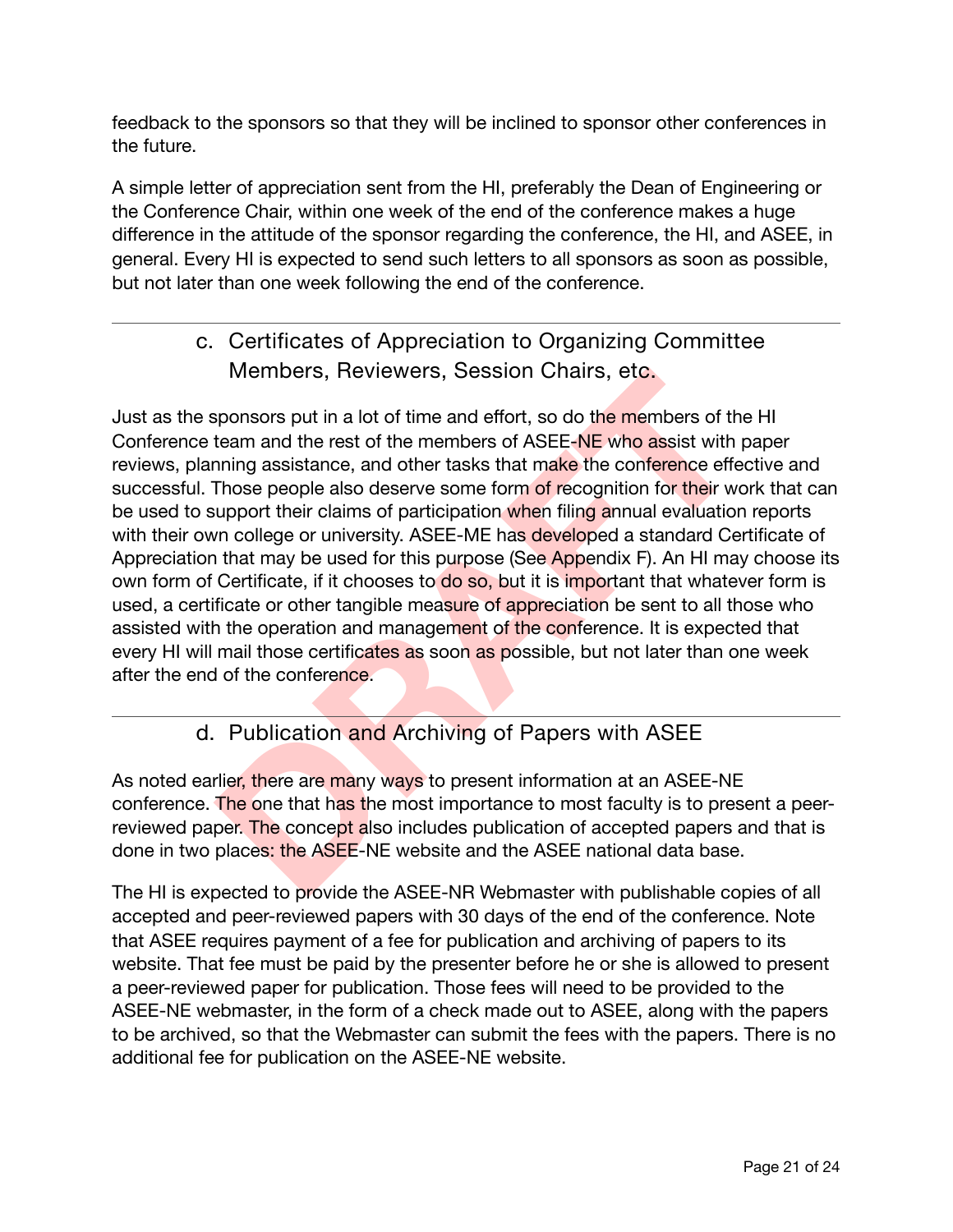feedback to the sponsors so that they will be inclined to sponsor other conferences in the future.

A simple letter of appreciation sent from the HI, preferably the Dean of Engineering or the Conference Chair, within one week of the end of the conference makes a huge difference in the attitude of the sponsor regarding the conference, the HI, and ASEE, in general. Every HI is expected to send such letters to all sponsors as soon as possible, but not later than one week following the end of the conference.

---

### c. Certificates of Appreciation to Organizing Committee Members, Reviewers, Session Chairs, etc.

Just as the sponsors put in a lot of time and effort, so do the members of the HI Conference team and the rest of the members of ASEE-NE who assist with paper reviews, planning assistance, and other tasks that make the conference effective and successful. Those people also deserve some form of recognition for their work that can be used to support their claims of participation when filing annual evaluation reports with their own college or university. ASEE-ME has developed a standard Certificate of Appreciation that may be used for this purpose (See Appendix F). An HI may choose its own form of Certificate, if it chooses to do so, but it is important that whatever form is used, a certificate or other tangible measure of appreciation be sent to all those who assisted with the operation and management of the conference. It is expected that every HI will mail those certificates as soon as possible, but not later than one week after the end of the conference.

---

### d. Publication and Archiving of Papers with ASEE

As noted earlier, there are many ways to present information at an ASEE-NE conference. The one that has the most importance to most faculty is to present a peer-reviewed paper. The concept also includes publication of accepted papers and that is done in two places: the ASEE-NE website and the ASEE national data base.

The HI is expected to provide the ASEE-NR Webmaster with publishable copies of all accepted and peer-reviewed papers with 30 days of the end of the conference. Note that ASEE requires payment of a fee for publication and archiving of papers to its website. That fee must be paid by the presenter before he or she is allowed to present a peer-reviewed paper for publication. Those fees will need to be provided to the ASEE-NE webmaster, in the form of a check made out to ASEE, along with the papers to be archived, so that the Webmaster can submit the fees with the papers. There is no additional fee for publication on the ASEE-NE website.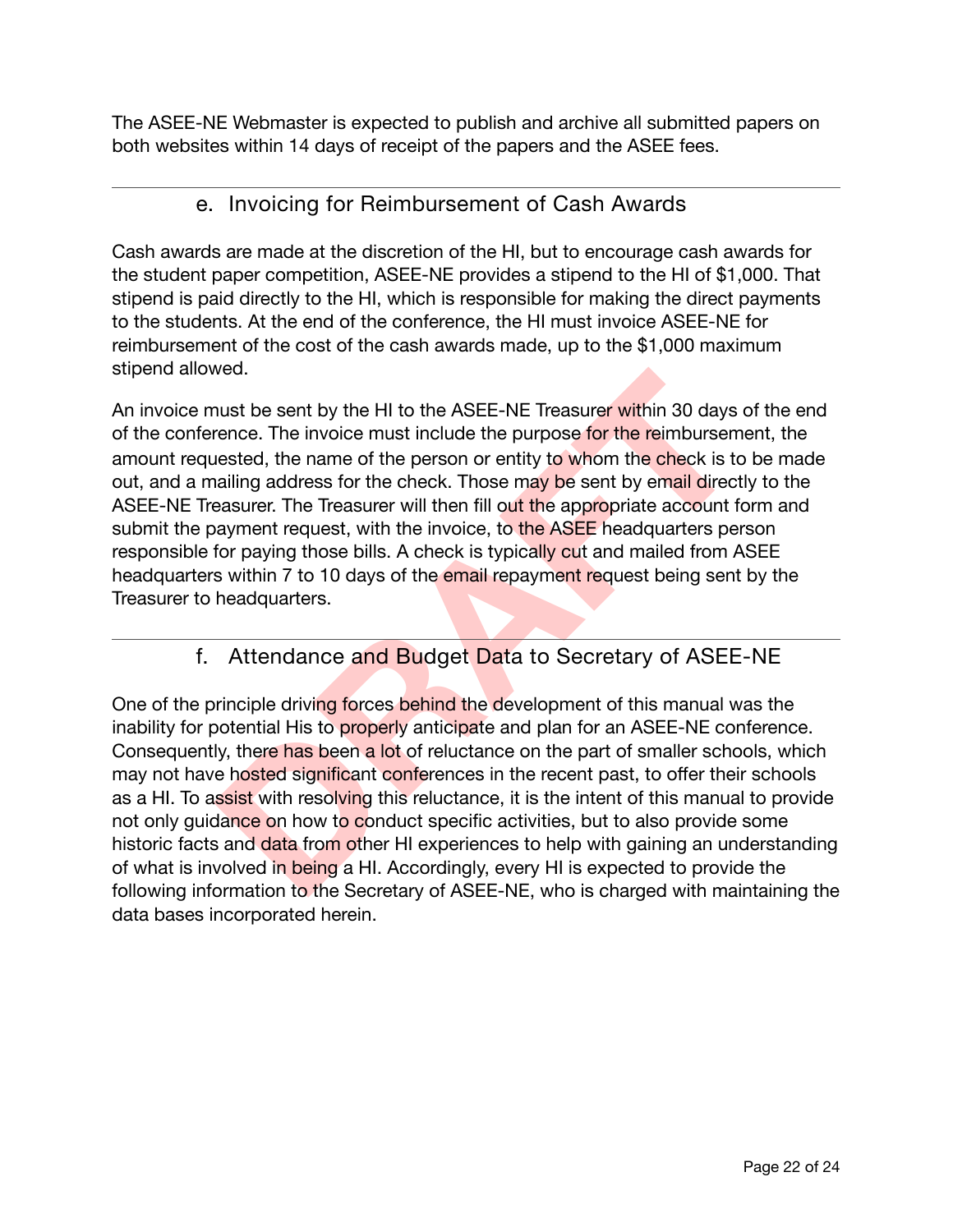The ASEE-NE Webmaster is expected to publish and archive all submitted papers on both websites within 14 days of receipt of the papers and the ASEE fees.

---

### e. Invoicing for Reimbursement of Cash Awards

Cash awards are made at the discretion of the HI, but to encourage cash awards for the student paper competition, ASEE-NE provides a stipend to the HI of $1,000. That stipend is paid directly to the HI, which is responsible for making the direct payments to the students. At the end of the conference, the HI must invoice ASEE-NE for reimbursement of the cost of the cash awards made, up to the $1,000 maximum stipend allowed.

An invoice must be sent by the HI to the ASEE-NE Treasurer within 30 days of the end of the conference. The invoice must include the purpose for the reimbursement, the amount requested, the name of the person or entity to whom the check is to be made out, and a mailing address for the check. Those may be sent by email directly to the ASEE-NE Treasurer. The Treasurer will then fill out the appropriate account form and submit the payment request, with the invoice, to the ASEE headquarters person responsible for paying those bills. A check is typically cut and mailed from ASEE headquarters within 7 to 10 days of the email repayment request being sent by the Treasurer to headquarters.

---

### f. Attendance and Budget Data to Secretary of ASEE-NE

One of the principle driving forces behind the development of this manual was the inability for potential His to properly anticipate and plan for an ASEE-NE conference. Consequently, there has been a lot of reluctance on the part of smaller schools, which may not have hosted significant conferences in the recent past, to offer their schools as a HI. To assist with resolving this reluctance, it is the intent of this manual to provide not only guidance on how to conduct specific activities, but to also provide some historic facts and data from other HI experiences to help with gaining an understanding of what is involved in being a HI. Accordingly, every HI is expected to provide the following information to the Secretary of ASEE-NE, who is charged with maintaining the data bases incorporated herein.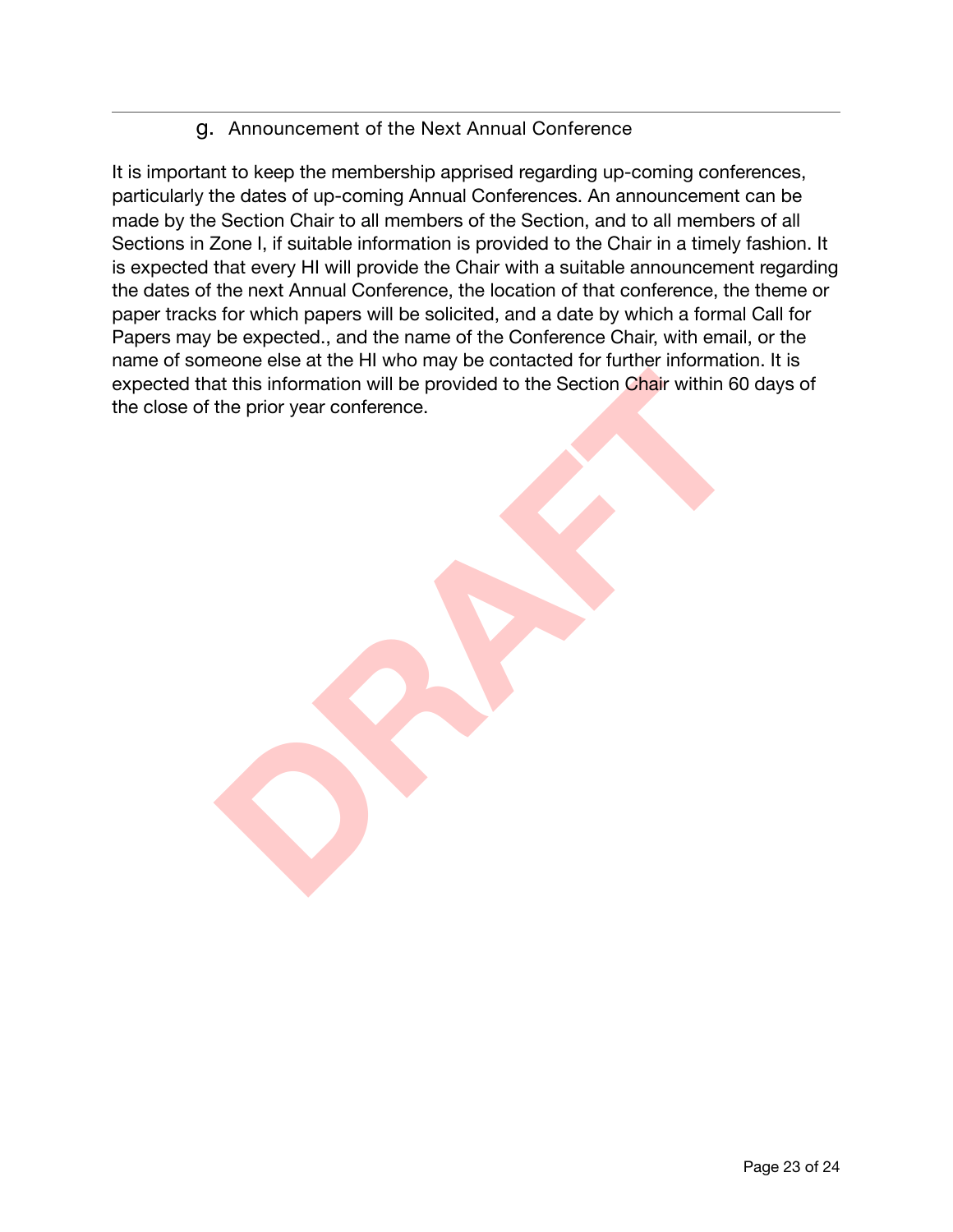### g. Announcement of the Next Annual Conference

It is important to keep the membership apprised regarding up-coming conferences, particularly the dates of up-coming Annual Conferences. An announcement can be made by the Section Chair to all members of the Section, and to all members of all Sections in Zone I, if suitable information is provided to the Chair in a timely fashion. It is expected that every HI will provide the Chair with a suitable announcement regarding the dates of the next Annual Conference, the location of that conference, the theme or paper tracks for which papers will be solicited, and a date by which a formal Call for Papers may be expected., and the name of the Conference Chair, with email, or the name of someone else at the HI who may be contacted for further information. It is expected that this information will be provided to the Section Chair within 60 days of the close of the prior year conference.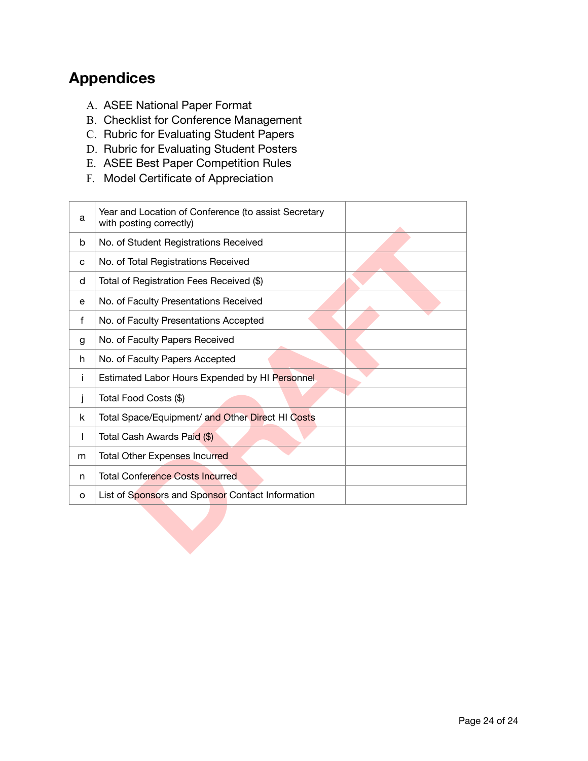# Appendices

A. ASEE National Paper Format
B. Checklist for Conference Management
C. Rubric for Evaluating Student Papers
D. Rubric for Evaluating Student Posters
E. ASEE Best Paper Competition Rules
F. Model Certificate of Appreciation

| | | |
|---|---|---|
| a | Year and Location of Conference (to assist Secretary with posting correctly) | |
| b | No. of Student Registrations Received | |
| c | No. of Total Registrations Received | |
| d | Total of Registration Fees Received ($) | |
| e | No. of Faculty Presentations Received | |
| f | No. of Faculty Presentations Accepted | |
| g | No. of Faculty Papers Received | |
| h | No. of Faculty Papers Accepted | |
| i | Estimated Labor Hours Expended by HI Personnel | |
| j | Total Food Costs ($) | |
| k | Total Space/Equipment/ and Other Direct HI Costs | |
| l | Total Cash Awards Paid ($) | |
| m | Total Other Expenses Incurred | |
| n | Total Conference Costs Incurred | |
| o | List of Sponsors and Sponsor Contact Information | |